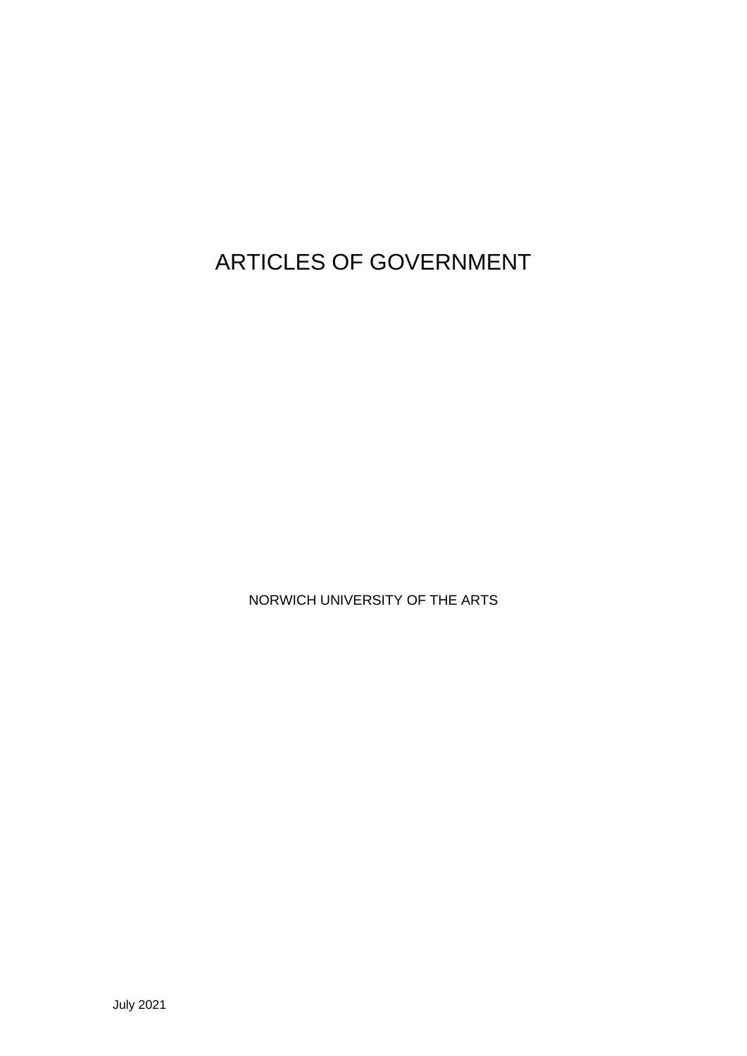# ARTICLES OF GOVERNMENT

NORWICH UNIVERSITY OF THE ARTS

July 2021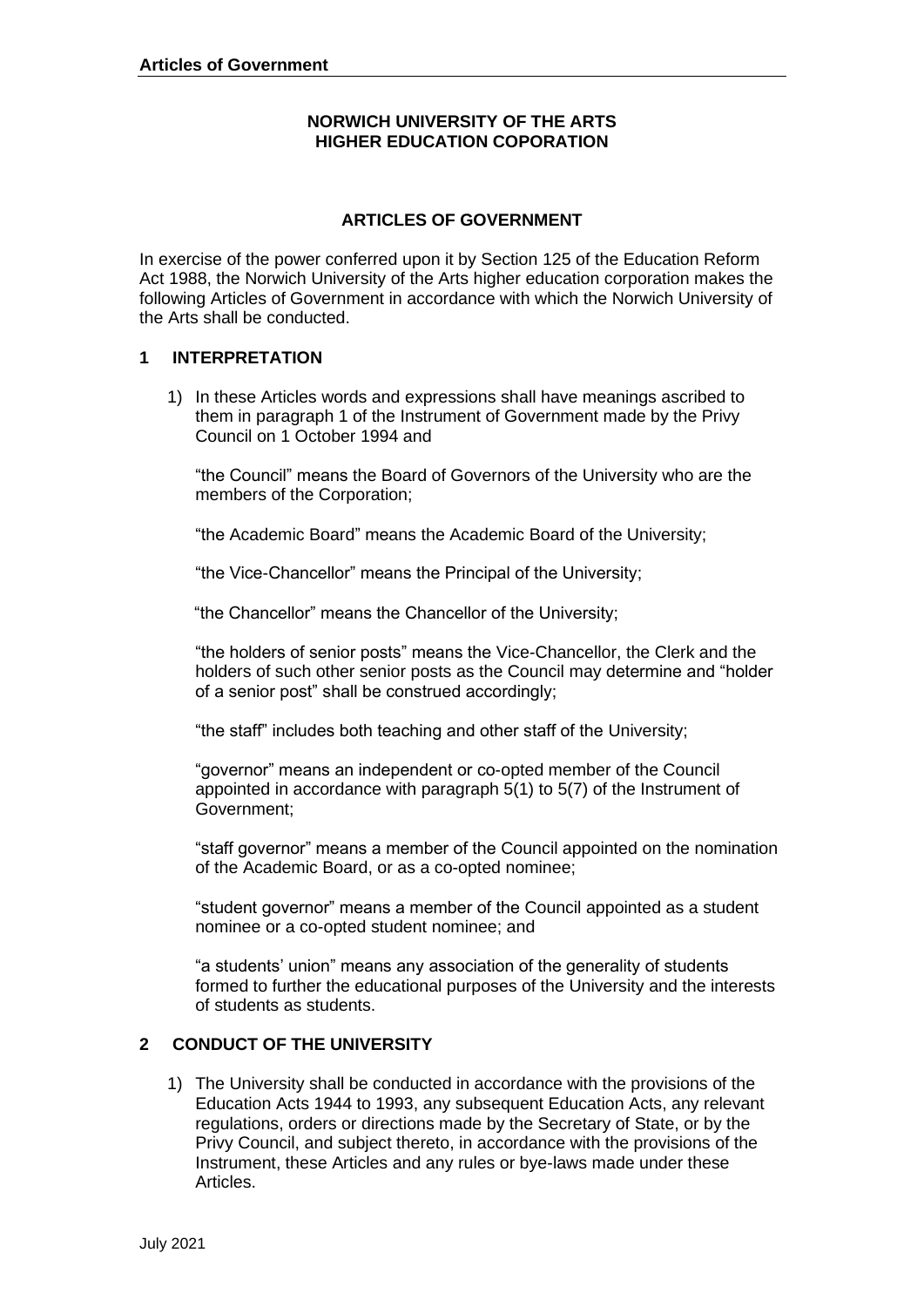**NORWICH UNIVERSITY OF THE ARTS**
**HIGHER EDUCATION COPORATION**

**ARTICLES OF GOVERNMENT**

In exercise of the power conferred upon it by Section 125 of the Education Reform Act 1988, the Norwich University of the Arts higher education corporation makes the following Articles of Government in accordance with which the Norwich University of the Arts shall be conducted.

## 1 INTERPRETATION

1) In these Articles words and expressions shall have meanings ascribed to them in paragraph 1 of the Instrument of Government made by the Privy Council on 1 October 1994 and

"the Council" means the Board of Governors of the University who are the members of the Corporation;

"the Academic Board" means the Academic Board of the University;

"the Vice-Chancellor" means the Principal of the University;

"the Chancellor" means the Chancellor of the University;

"the holders of senior posts" means the Vice-Chancellor, the Clerk and the holders of such other senior posts as the Council may determine and "holder of a senior post" shall be construed accordingly;

"the staff" includes both teaching and other staff of the University;

"governor" means an independent or co-opted member of the Council appointed in accordance with paragraph 5(1) to 5(7) of the Instrument of Government;

"staff governor" means a member of the Council appointed on the nomination of the Academic Board, or as a co-opted nominee;

"student governor" means a member of the Council appointed as a student nominee or a co-opted student nominee; and

"a students' union" means any association of the generality of students formed to further the educational purposes of the University and the interests of students as students.

## 2 CONDUCT OF THE UNIVERSITY

1) The University shall be conducted in accordance with the provisions of the Education Acts 1944 to 1993, any subsequent Education Acts, any relevant regulations, orders or directions made by the Secretary of State, or by the Privy Council, and subject thereto, in accordance with the provisions of the Instrument, these Articles and any rules or bye-laws made under these Articles.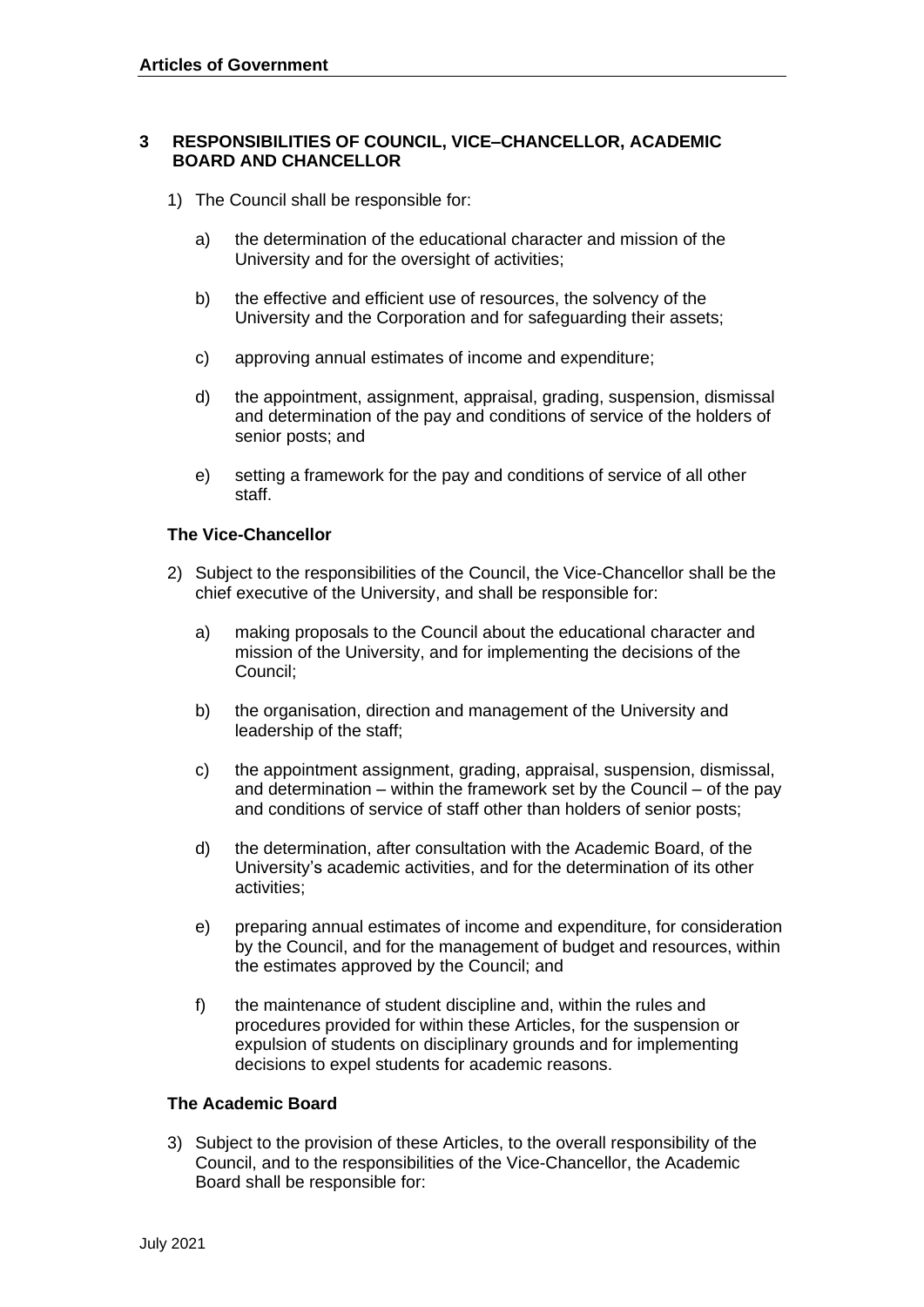## 3 RESPONSIBILITIES OF COUNCIL, VICE–CHANCELLOR, ACADEMIC BOARD AND CHANCELLOR

1) The Council shall be responsible for:

   a) the determination of the educational character and mission of the University and for the oversight of activities;

   b) the effective and efficient use of resources, the solvency of the University and the Corporation and for safeguarding their assets;

   c) approving annual estimates of income and expenditure;

   d) the appointment, assignment, appraisal, grading, suspension, dismissal and determination of the pay and conditions of service of the holders of senior posts; and

   e) setting a framework for the pay and conditions of service of all other staff.

### The Vice-Chancellor

2) Subject to the responsibilities of the Council, the Vice-Chancellor shall be the chief executive of the University, and shall be responsible for:

   a) making proposals to the Council about the educational character and mission of the University, and for implementing the decisions of the Council;

   b) the organisation, direction and management of the University and leadership of the staff;

   c) the appointment assignment, grading, appraisal, suspension, dismissal, and determination – within the framework set by the Council – of the pay and conditions of service of staff other than holders of senior posts;

   d) the determination, after consultation with the Academic Board, of the University's academic activities, and for the determination of its other activities;

   e) preparing annual estimates of income and expenditure, for consideration by the Council, and for the management of budget and resources, within the estimates approved by the Council; and

   f) the maintenance of student discipline and, within the rules and procedures provided for within these Articles, for the suspension or expulsion of students on disciplinary grounds and for implementing decisions to expel students for academic reasons.

### The Academic Board

3) Subject to the provision of these Articles, to the overall responsibility of the Council, and to the responsibilities of the Vice-Chancellor, the Academic Board shall be responsible for: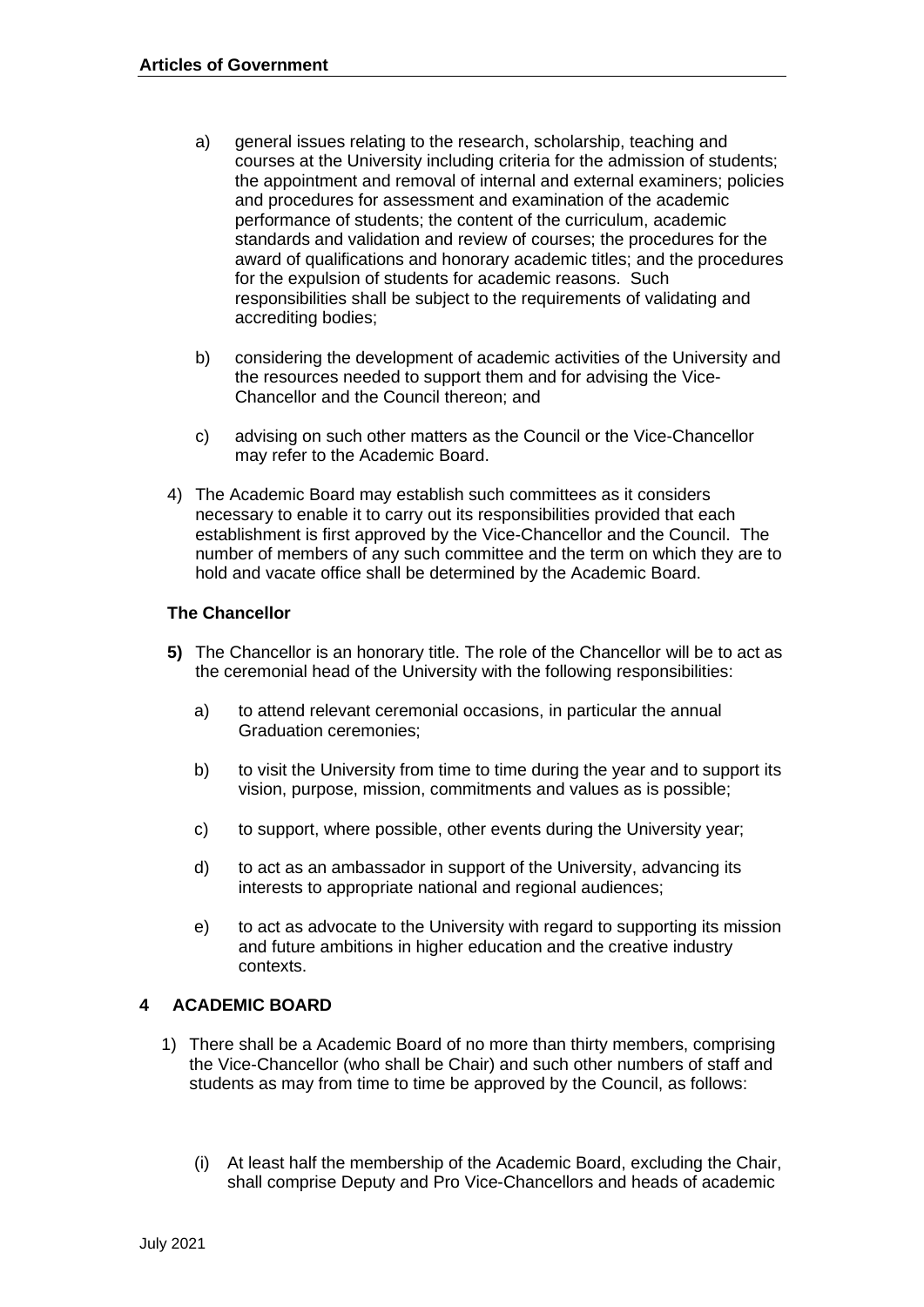a) general issues relating to the research, scholarship, teaching and courses at the University including criteria for the admission of students; the appointment and removal of internal and external examiners; policies and procedures for assessment and examination of the academic performance of students; the content of the curriculum, academic standards and validation and review of courses; the procedures for the award of qualifications and honorary academic titles; and the procedures for the expulsion of students for academic reasons. Such responsibilities shall be subject to the requirements of validating and accrediting bodies;

b) considering the development of academic activities of the University and the resources needed to support them and for advising the Vice-Chancellor and the Council thereon; and

c) advising on such other matters as the Council or the Vice-Chancellor may refer to the Academic Board.

4) The Academic Board may establish such committees as it considers necessary to enable it to carry out its responsibilities provided that each establishment is first approved by the Vice-Chancellor and the Council. The number of members of any such committee and the term on which they are to hold and vacate office shall be determined by the Academic Board.

### The Chancellor

**5)** The Chancellor is an honorary title. The role of the Chancellor will be to act as the ceremonial head of the University with the following responsibilities:

a) to attend relevant ceremonial occasions, in particular the annual Graduation ceremonies;

b) to visit the University from time to time during the year and to support its vision, purpose, mission, commitments and values as is possible;

c) to support, where possible, other events during the University year;

d) to act as an ambassador in support of the University, advancing its interests to appropriate national and regional audiences;

e) to act as advocate to the University with regard to supporting its mission and future ambitions in higher education and the creative industry contexts.

## 4 ACADEMIC BOARD

1) There shall be a Academic Board of no more than thirty members, comprising the Vice-Chancellor (who shall be Chair) and such other numbers of staff and students as may from time to time be approved by the Council, as follows:

(i) At least half the membership of the Academic Board, excluding the Chair, shall comprise Deputy and Pro Vice-Chancellors and heads of academic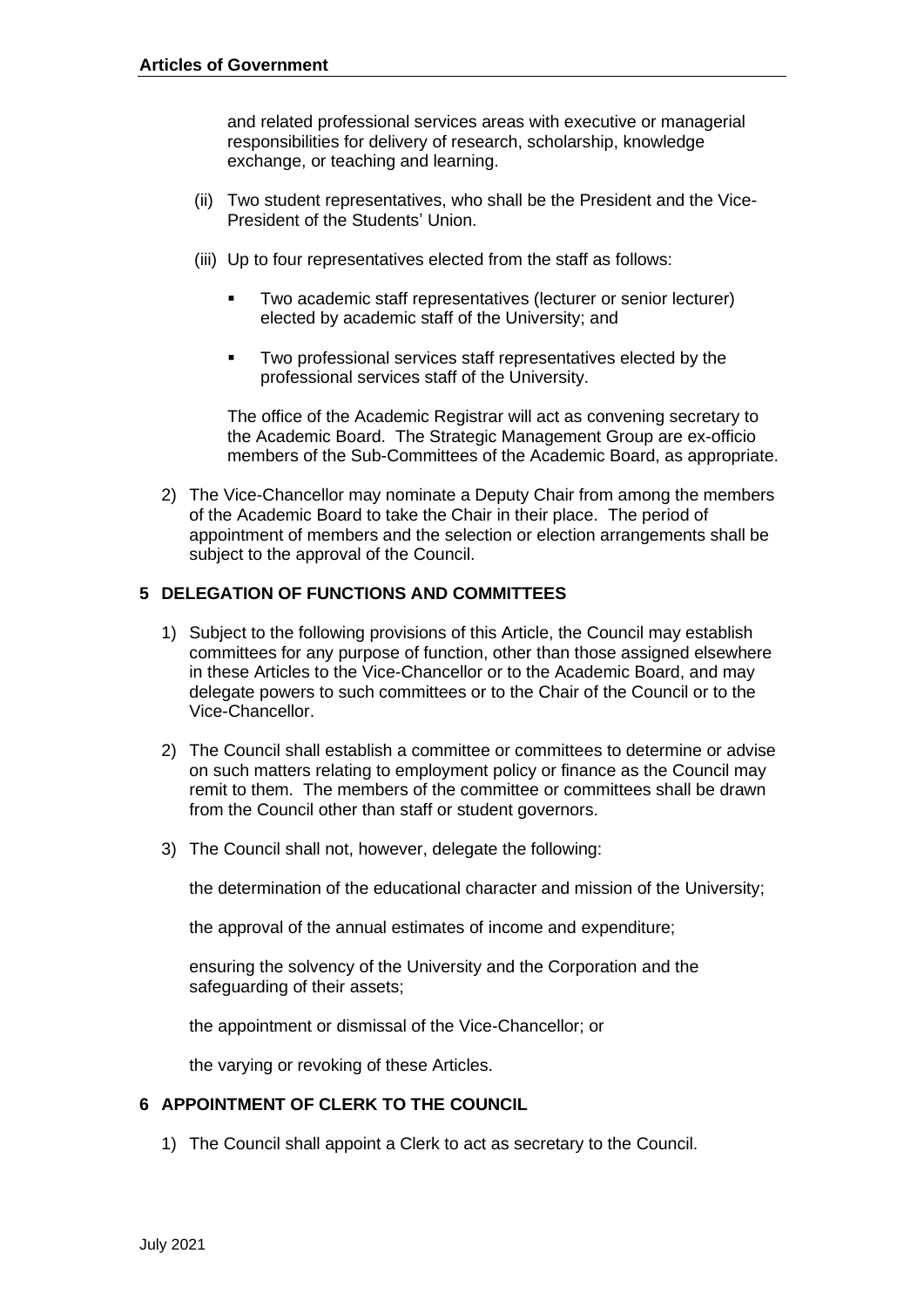and related professional services areas with executive or managerial responsibilities for delivery of research, scholarship, knowledge exchange, or teaching and learning.

(ii) Two student representatives, who shall be the President and the Vice-President of the Students' Union.

(iii) Up to four representatives elected from the staff as follows:

- Two academic staff representatives (lecturer or senior lecturer) elected by academic staff of the University; and
- Two professional services staff representatives elected by the professional services staff of the University.

The office of the Academic Registrar will act as convening secretary to the Academic Board. The Strategic Management Group are ex-officio members of the Sub-Committees of the Academic Board, as appropriate.

2) The Vice-Chancellor may nominate a Deputy Chair from among the members of the Academic Board to take the Chair in their place. The period of appointment of members and the selection or election arrangements shall be subject to the approval of the Council.

## 5 DELEGATION OF FUNCTIONS AND COMMITTEES

1) Subject to the following provisions of this Article, the Council may establish committees for any purpose of function, other than those assigned elsewhere in these Articles to the Vice-Chancellor or to the Academic Board, and may delegate powers to such committees or to the Chair of the Council or to the Vice-Chancellor.

2) The Council shall establish a committee or committees to determine or advise on such matters relating to employment policy or finance as the Council may remit to them. The members of the committee or committees shall be drawn from the Council other than staff or student governors.

3) The Council shall not, however, delegate the following:

the determination of the educational character and mission of the University;

the approval of the annual estimates of income and expenditure;

ensuring the solvency of the University and the Corporation and the safeguarding of their assets;

the appointment or dismissal of the Vice-Chancellor; or

the varying or revoking of these Articles.

## 6 APPOINTMENT OF CLERK TO THE COUNCIL

1) The Council shall appoint a Clerk to act as secretary to the Council.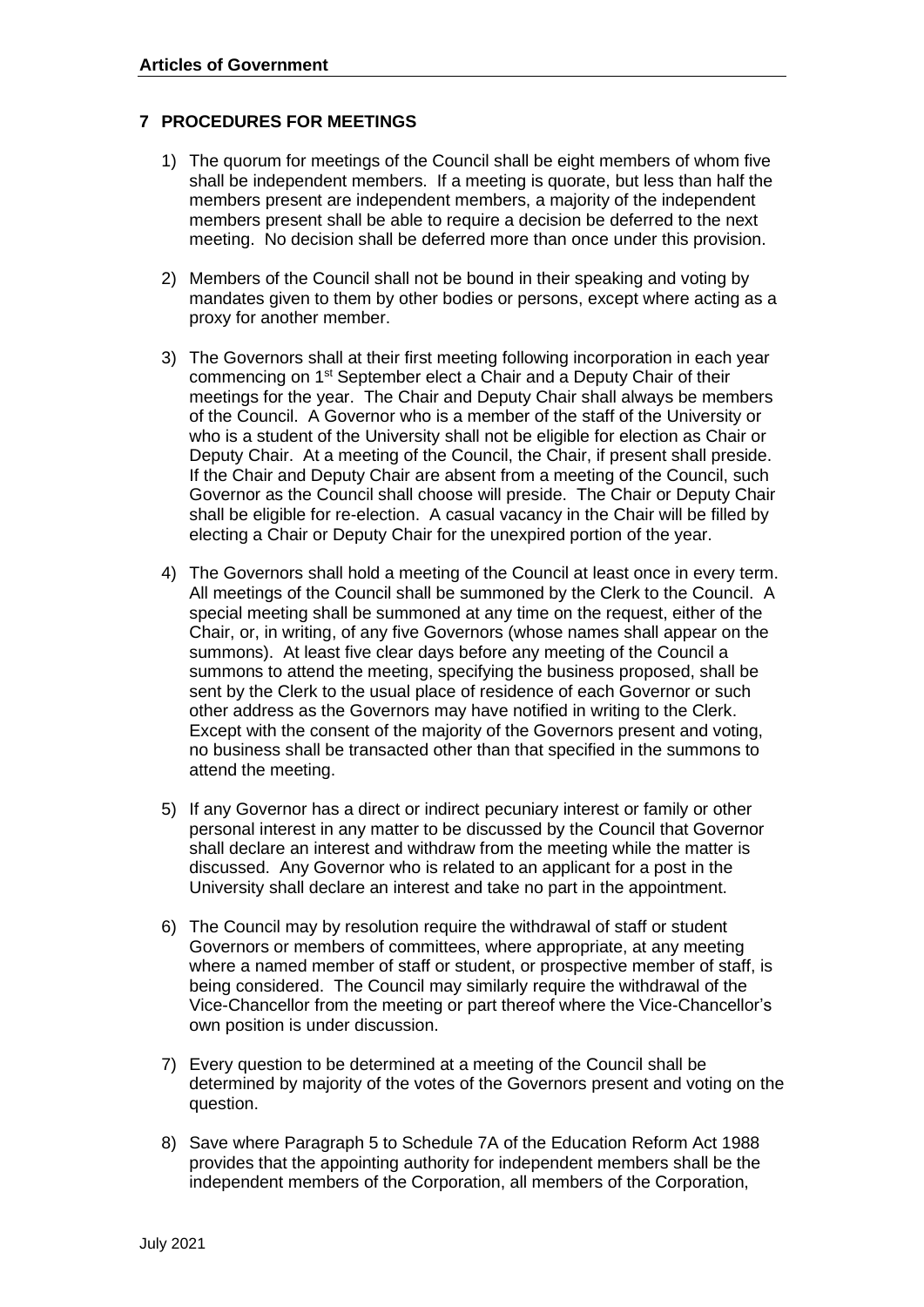## 7 PROCEDURES FOR MEETINGS

1) The quorum for meetings of the Council shall be eight members of whom five shall be independent members. If a meeting is quorate, but less than half the members present are independent members, a majority of the independent members present shall be able to require a decision be deferred to the next meeting. No decision shall be deferred more than once under this provision.

2) Members of the Council shall not be bound in their speaking and voting by mandates given to them by other bodies or persons, except where acting as a proxy for another member.

3) The Governors shall at their first meeting following incorporation in each year commencing on 1st September elect a Chair and a Deputy Chair of their meetings for the year. The Chair and Deputy Chair shall always be members of the Council. A Governor who is a member of the staff of the University or who is a student of the University shall not be eligible for election as Chair or Deputy Chair. At a meeting of the Council, the Chair, if present shall preside. If the Chair and Deputy Chair are absent from a meeting of the Council, such Governor as the Council shall choose will preside. The Chair or Deputy Chair shall be eligible for re-election. A casual vacancy in the Chair will be filled by electing a Chair or Deputy Chair for the unexpired portion of the year.

4) The Governors shall hold a meeting of the Council at least once in every term. All meetings of the Council shall be summoned by the Clerk to the Council. A special meeting shall be summoned at any time on the request, either of the Chair, or, in writing, of any five Governors (whose names shall appear on the summons). At least five clear days before any meeting of the Council a summons to attend the meeting, specifying the business proposed, shall be sent by the Clerk to the usual place of residence of each Governor or such other address as the Governors may have notified in writing to the Clerk. Except with the consent of the majority of the Governors present and voting, no business shall be transacted other than that specified in the summons to attend the meeting.

5) If any Governor has a direct or indirect pecuniary interest or family or other personal interest in any matter to be discussed by the Council that Governor shall declare an interest and withdraw from the meeting while the matter is discussed. Any Governor who is related to an applicant for a post in the University shall declare an interest and take no part in the appointment.

6) The Council may by resolution require the withdrawal of staff or student Governors or members of committees, where appropriate, at any meeting where a named member of staff or student, or prospective member of staff, is being considered. The Council may similarly require the withdrawal of the Vice-Chancellor from the meeting or part thereof where the Vice-Chancellor's own position is under discussion.

7) Every question to be determined at a meeting of the Council shall be determined by majority of the votes of the Governors present and voting on the question.

8) Save where Paragraph 5 to Schedule 7A of the Education Reform Act 1988 provides that the appointing authority for independent members shall be the independent members of the Corporation, all members of the Corporation,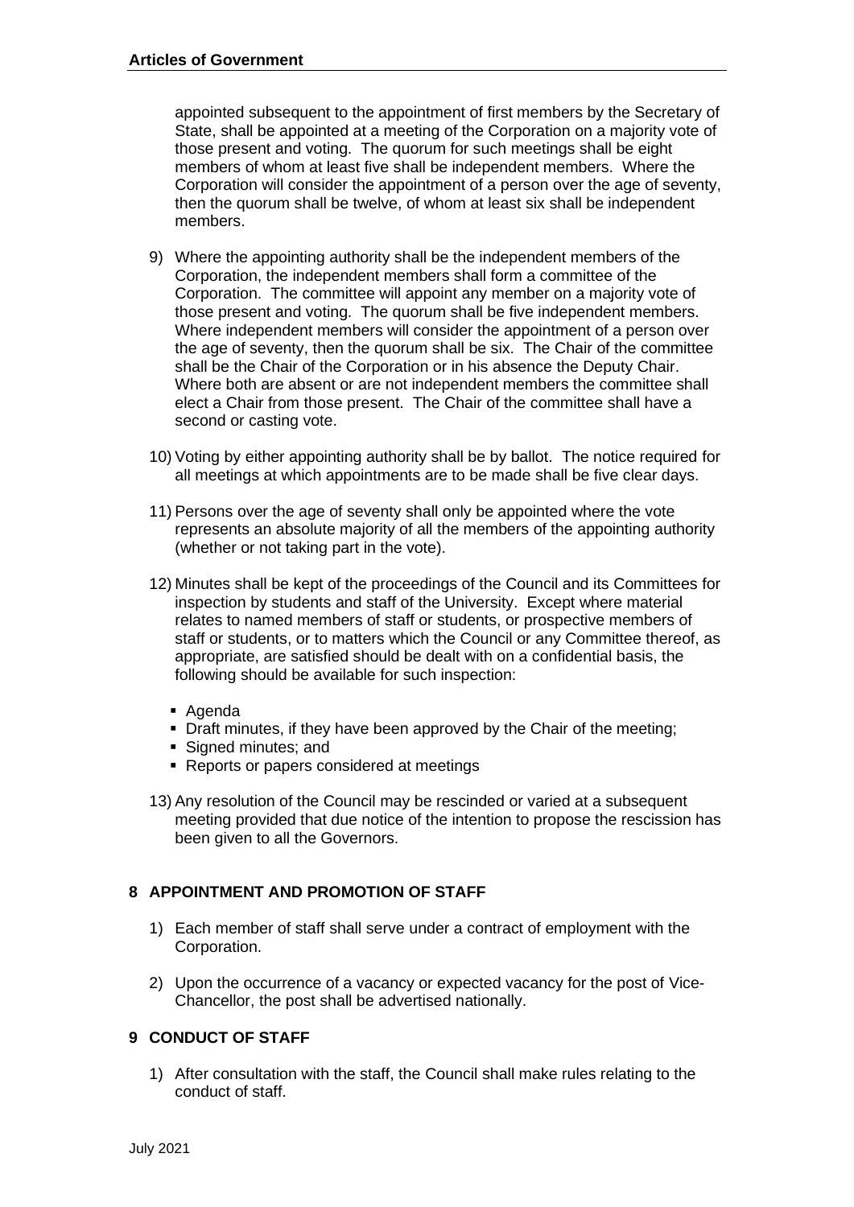appointed subsequent to the appointment of first members by the Secretary of State, shall be appointed at a meeting of the Corporation on a majority vote of those present and voting. The quorum for such meetings shall be eight members of whom at least five shall be independent members. Where the Corporation will consider the appointment of a person over the age of seventy, then the quorum shall be twelve, of whom at least six shall be independent members.

9) Where the appointing authority shall be the independent members of the Corporation, the independent members shall form a committee of the Corporation. The committee will appoint any member on a majority vote of those present and voting. The quorum shall be five independent members. Where independent members will consider the appointment of a person over the age of seventy, then the quorum shall be six. The Chair of the committee shall be the Chair of the Corporation or in his absence the Deputy Chair. Where both are absent or are not independent members the committee shall elect a Chair from those present. The Chair of the committee shall have a second or casting vote.

10) Voting by either appointing authority shall be by ballot. The notice required for all meetings at which appointments are to be made shall be five clear days.

11) Persons over the age of seventy shall only be appointed where the vote represents an absolute majority of all the members of the appointing authority (whether or not taking part in the vote).

12) Minutes shall be kept of the proceedings of the Council and its Committees for inspection by students and staff of the University. Except where material relates to named members of staff or students, or prospective members of staff or students, or to matters which the Council or any Committee thereof, as appropriate, are satisfied should be dealt with on a confidential basis, the following should be available for such inspection:

   - Agenda
   - Draft minutes, if they have been approved by the Chair of the meeting;
   - Signed minutes; and
   - Reports or papers considered at meetings

13) Any resolution of the Council may be rescinded or varied at a subsequent meeting provided that due notice of the intention to propose the rescission has been given to all the Governors.

## 8 APPOINTMENT AND PROMOTION OF STAFF

1) Each member of staff shall serve under a contract of employment with the Corporation.

2) Upon the occurrence of a vacancy or expected vacancy for the post of Vice-Chancellor, the post shall be advertised nationally.

## 9 CONDUCT OF STAFF

1) After consultation with the staff, the Council shall make rules relating to the conduct of staff.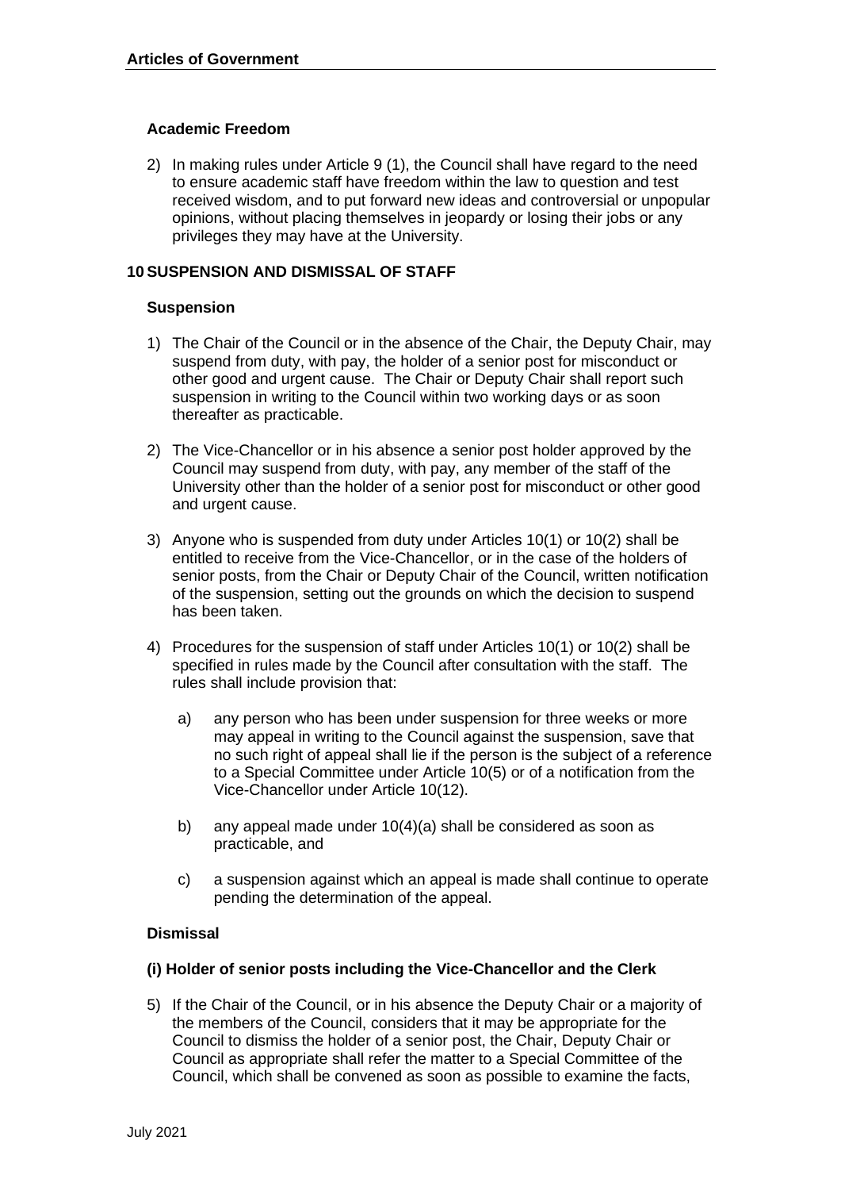### Academic Freedom

2) In making rules under Article 9 (1), the Council shall have regard to the need to ensure academic staff have freedom within the law to question and test received wisdom, and to put forward new ideas and controversial or unpopular opinions, without placing themselves in jeopardy or losing their jobs or any privileges they may have at the University.

## 10 SUSPENSION AND DISMISSAL OF STAFF

### Suspension

1) The Chair of the Council or in the absence of the Chair, the Deputy Chair, may suspend from duty, with pay, the holder of a senior post for misconduct or other good and urgent cause. The Chair or Deputy Chair shall report such suspension in writing to the Council within two working days or as soon thereafter as practicable.

2) The Vice-Chancellor or in his absence a senior post holder approved by the Council may suspend from duty, with pay, any member of the staff of the University other than the holder of a senior post for misconduct or other good and urgent cause.

3) Anyone who is suspended from duty under Articles 10(1) or 10(2) shall be entitled to receive from the Vice-Chancellor, or in the case of the holders of senior posts, from the Chair or Deputy Chair of the Council, written notification of the suspension, setting out the grounds on which the decision to suspend has been taken.

4) Procedures for the suspension of staff under Articles 10(1) or 10(2) shall be specified in rules made by the Council after consultation with the staff. The rules shall include provision that:

   a) any person who has been under suspension for three weeks or more may appeal in writing to the Council against the suspension, save that no such right of appeal shall lie if the person is the subject of a reference to a Special Committee under Article 10(5) or of a notification from the Vice-Chancellor under Article 10(12).

   b) any appeal made under 10(4)(a) shall be considered as soon as practicable, and

   c) a suspension against which an appeal is made shall continue to operate pending the determination of the appeal.

### Dismissal

#### (i) Holder of senior posts including the Vice-Chancellor and the Clerk

5) If the Chair of the Council, or in his absence the Deputy Chair or a majority of the members of the Council, considers that it may be appropriate for the Council to dismiss the holder of a senior post, the Chair, Deputy Chair or Council as appropriate shall refer the matter to a Special Committee of the Council, which shall be convened as soon as possible to examine the facts,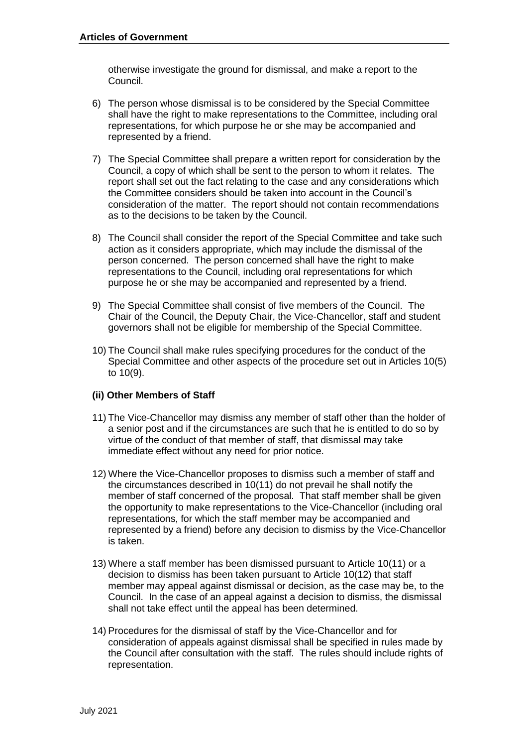otherwise investigate the ground for dismissal, and make a report to the Council.

6) The person whose dismissal is to be considered by the Special Committee shall have the right to make representations to the Committee, including oral representations, for which purpose he or she may be accompanied and represented by a friend.

7) The Special Committee shall prepare a written report for consideration by the Council, a copy of which shall be sent to the person to whom it relates. The report shall set out the fact relating to the case and any considerations which the Committee considers should be taken into account in the Council's consideration of the matter. The report should not contain recommendations as to the decisions to be taken by the Council.

8) The Council shall consider the report of the Special Committee and take such action as it considers appropriate, which may include the dismissal of the person concerned. The person concerned shall have the right to make representations to the Council, including oral representations for which purpose he or she may be accompanied and represented by a friend.

9) The Special Committee shall consist of five members of the Council. The Chair of the Council, the Deputy Chair, the Vice-Chancellor, staff and student governors shall not be eligible for membership of the Special Committee.

10) The Council shall make rules specifying procedures for the conduct of the Special Committee and other aspects of the procedure set out in Articles 10(5) to 10(9).

**(ii) Other Members of Staff**

11) The Vice-Chancellor may dismiss any member of staff other than the holder of a senior post and if the circumstances are such that he is entitled to do so by virtue of the conduct of that member of staff, that dismissal may take immediate effect without any need for prior notice.

12) Where the Vice-Chancellor proposes to dismiss such a member of staff and the circumstances described in 10(11) do not prevail he shall notify the member of staff concerned of the proposal. That staff member shall be given the opportunity to make representations to the Vice-Chancellor (including oral representations, for which the staff member may be accompanied and represented by a friend) before any decision to dismiss by the Vice-Chancellor is taken.

13) Where a staff member has been dismissed pursuant to Article 10(11) or a decision to dismiss has been taken pursuant to Article 10(12) that staff member may appeal against dismissal or decision, as the case may be, to the Council. In the case of an appeal against a decision to dismiss, the dismissal shall not take effect until the appeal has been determined.

14) Procedures for the dismissal of staff by the Vice-Chancellor and for consideration of appeals against dismissal shall be specified in rules made by the Council after consultation with the staff. The rules should include rights of representation.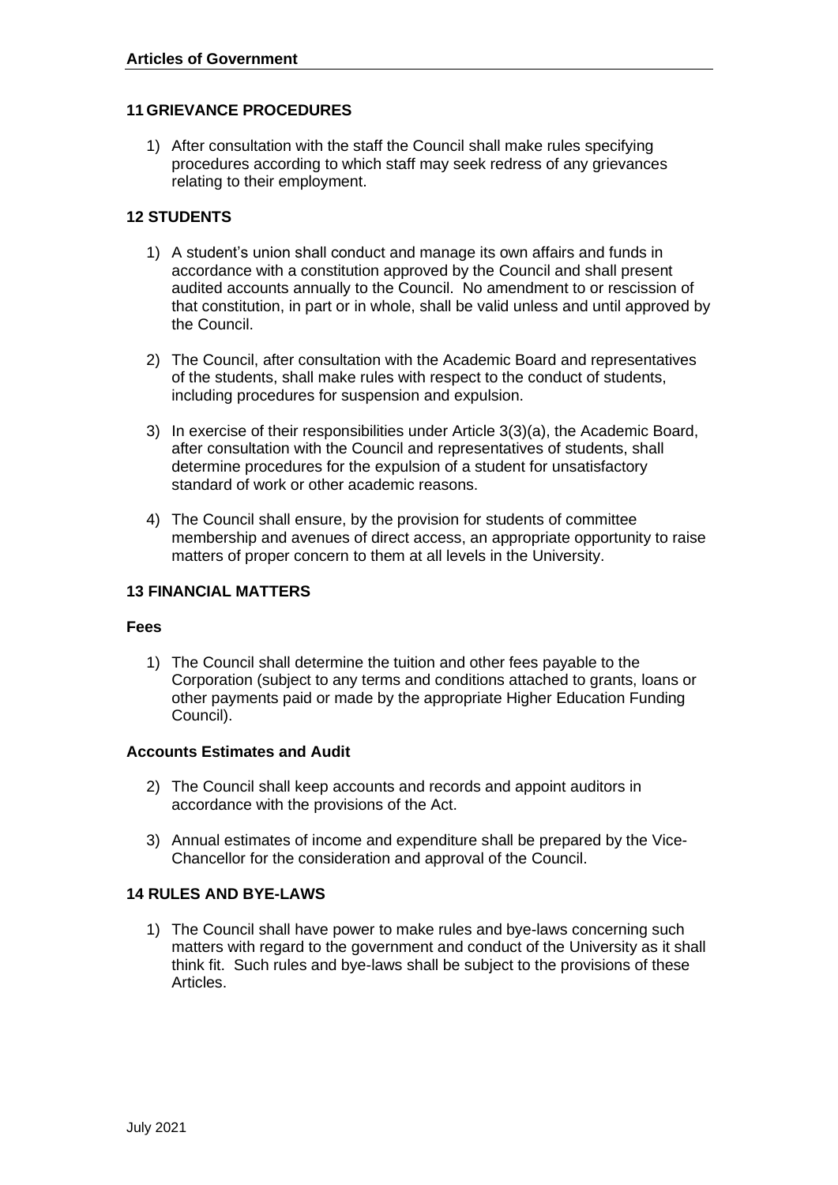## 11 GRIEVANCE PROCEDURES

1) After consultation with the staff the Council shall make rules specifying procedures according to which staff may seek redress of any grievances relating to their employment.

## 12 STUDENTS

1) A student's union shall conduct and manage its own affairs and funds in accordance with a constitution approved by the Council and shall present audited accounts annually to the Council. No amendment to or rescission of that constitution, in part or in whole, shall be valid unless and until approved by the Council.

2) The Council, after consultation with the Academic Board and representatives of the students, shall make rules with respect to the conduct of students, including procedures for suspension and expulsion.

3) In exercise of their responsibilities under Article 3(3)(a), the Academic Board, after consultation with the Council and representatives of students, shall determine procedures for the expulsion of a student for unsatisfactory standard of work or other academic reasons.

4) The Council shall ensure, by the provision for students of committee membership and avenues of direct access, an appropriate opportunity to raise matters of proper concern to them at all levels in the University.

## 13 FINANCIAL MATTERS

### Fees

1) The Council shall determine the tuition and other fees payable to the Corporation (subject to any terms and conditions attached to grants, loans or other payments paid or made by the appropriate Higher Education Funding Council).

### Accounts Estimates and Audit

2) The Council shall keep accounts and records and appoint auditors in accordance with the provisions of the Act.

3) Annual estimates of income and expenditure shall be prepared by the Vice-Chancellor for the consideration and approval of the Council.

## 14 RULES AND BYE-LAWS

1) The Council shall have power to make rules and bye-laws concerning such matters with regard to the government and conduct of the University as it shall think fit. Such rules and bye-laws shall be subject to the provisions of these Articles.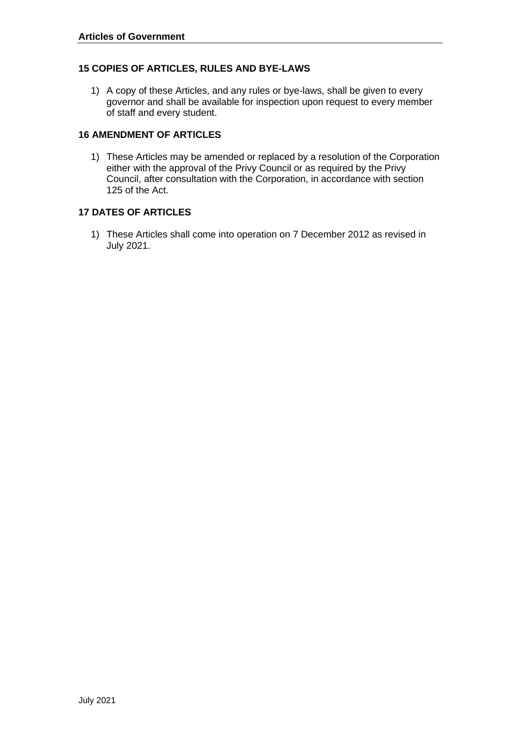## 15 COPIES OF ARTICLES, RULES AND BYE-LAWS

1) A copy of these Articles, and any rules or bye-laws, shall be given to every governor and shall be available for inspection upon request to every member of staff and every student.

## 16 AMENDMENT OF ARTICLES

1) These Articles may be amended or replaced by a resolution of the Corporation either with the approval of the Privy Council or as required by the Privy Council, after consultation with the Corporation, in accordance with section 125 of the Act.

## 17 DATES OF ARTICLES

1) These Articles shall come into operation on 7 December 2012 as revised in July 2021.